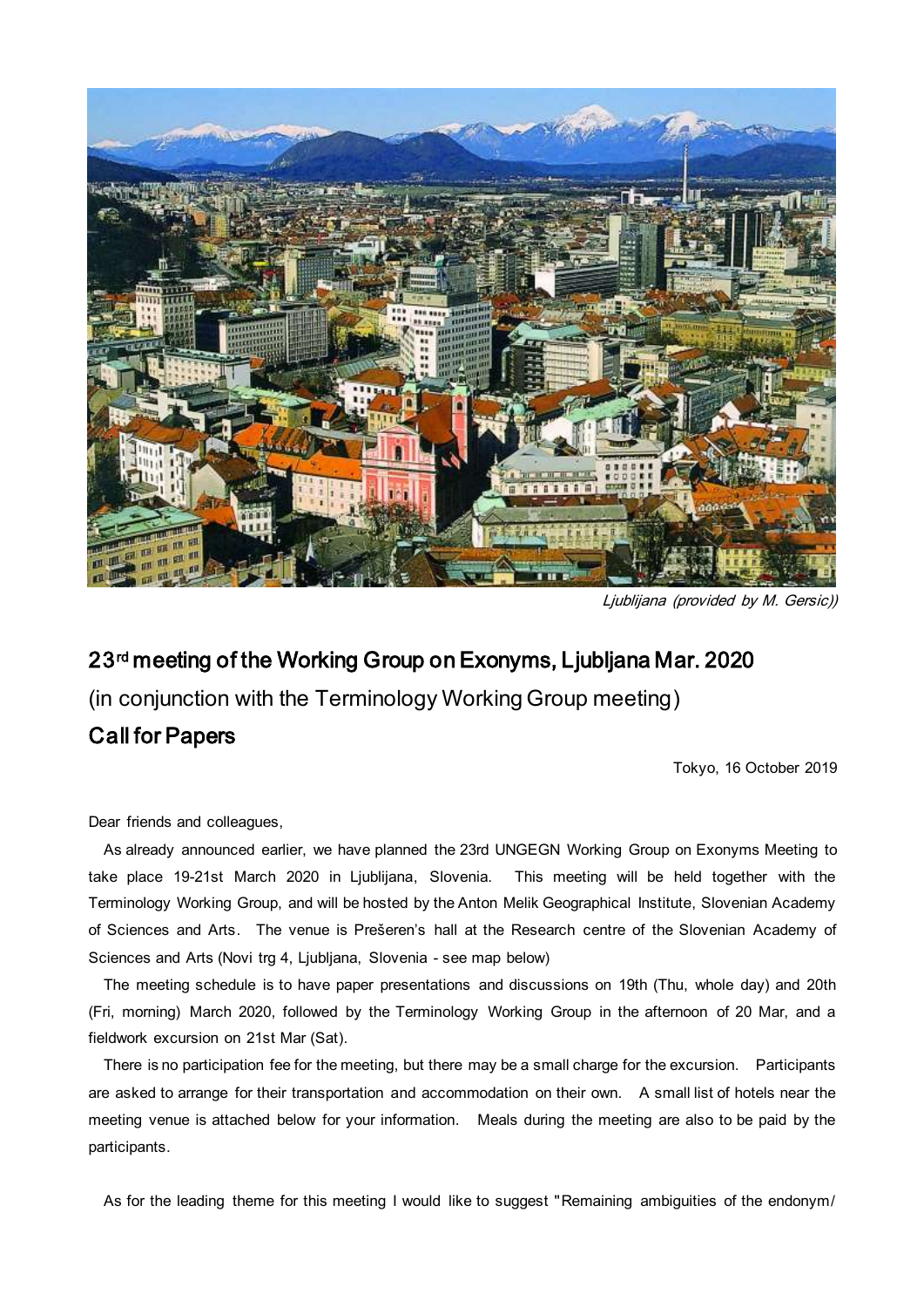*Ljublijana (provided by M. Gersic))*

# 23rd meeting of the Working Group on Exonyms, Ljubljana Mar. 2020

(in conjunction with the Terminology Working Group meeting)

## Call for Papers

Tokyo, 16 October 2019

Dear friends and colleagues,

As already announced earlier, we have planned the 23rd UNGEGN Working Group on Exonyms Meeting to take place 19-21st March 2020 in Ljublijana, Slovenia. This meeting will be held together with the Terminology Working Group, and will be hosted by the Anton Melik Geographical Institute, Slovenian Academy of Sciences and Arts. The venue is Prešeren's hall at the Research centre of the Slovenian Academy of Sciences and Arts (Novi trg 4, Ljubljana, Slovenia - see map below)

The meeting schedule is to have paper presentations and discussions on 19th (Thu, whole day) and 20th (Fri, morning) March 2020, followed by the Terminology Working Group in the afternoon of 20 Mar, and a fieldwork excursion on 21st Mar (Sat).

There is no participation fee for the meeting, but there may be a small charge for the excursion. Participants are asked to arrange for their transportation and accommodation on their own. A small list of hotels near the meeting venue is attached below for your information. Meals during the meeting are also to be paid by the participants.

As for the leading theme for this meeting I would like to suggest "Remaining ambiguities of the endonym/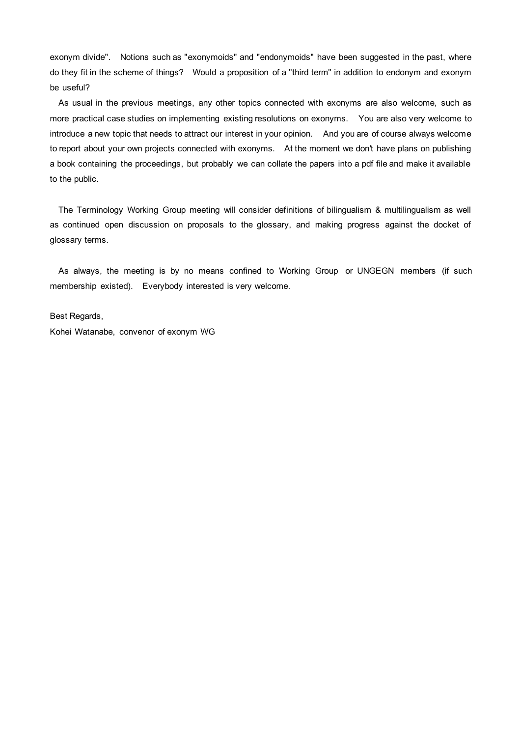exonym divide". Notions such as "exonymoids" and "endonymoids" have been suggested in the past, where do they fit in the scheme of things? Would a proposition of a "third term" in addition to endonym and exonym be useful?

As usual in the previous meetings, any other topics connected with exonyms are also welcome, such as more practical case studies on implementing existing resolutions on exonyms. You are also very welcome to introduce a new topic that needs to attract our interest in your opinion. And you are of course always welcome to report about your own projects connected with exonyms. At the moment we don't have plans on publishing a book containing the proceedings, but probably we can collate the papers into a pdf file and make it available to the public.

The Terminology Working Group meeting will consider definitions of bilingualism & multilingualism as well as continued open discussion on proposals to the glossary, and making progress against the docket of glossary terms.

As always, the meeting is by no means confined to Working Group or UNGEGN members (if such membership existed). Everybody interested is very welcome.

Best Regards,  
Kohei Watanabe, convenor of exonym WG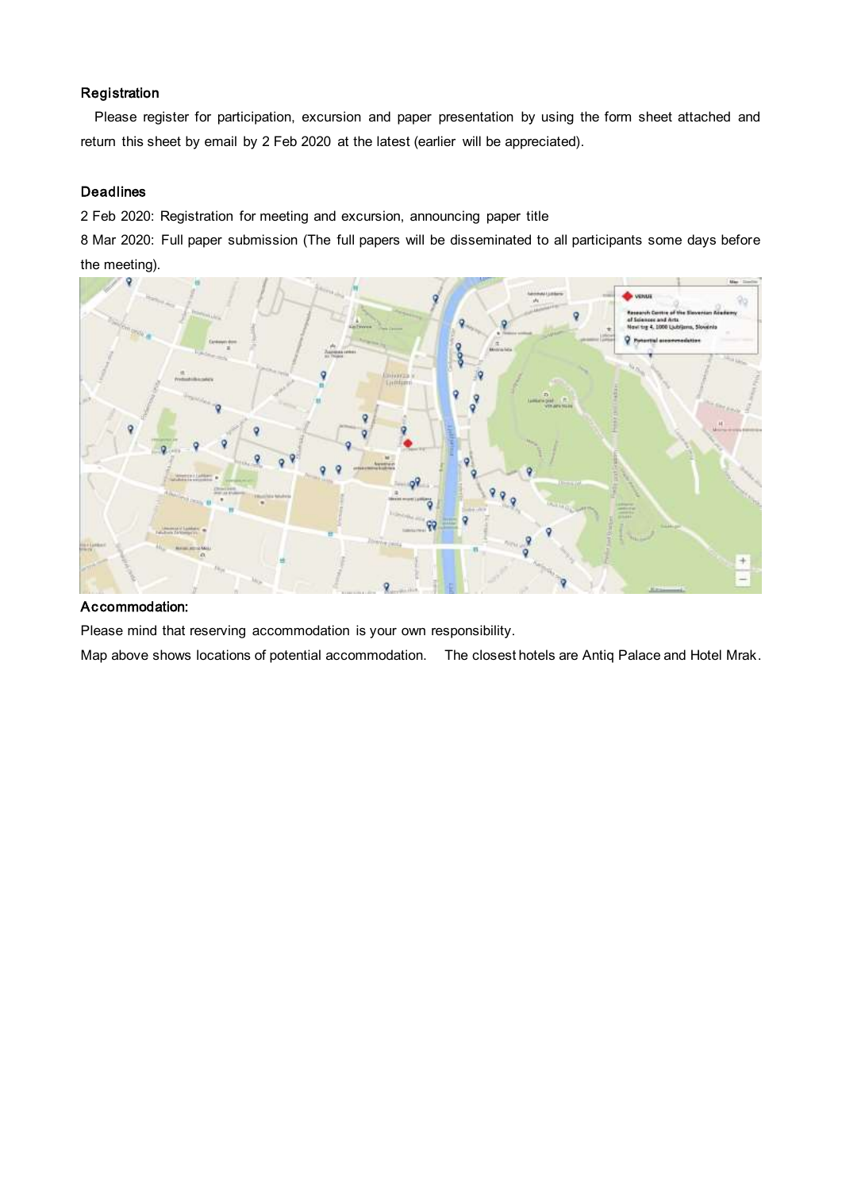### Registration

Please register for participation, excursion and paper presentation by using the form sheet attached and return this sheet by email by 2 Feb 2020 at the latest (earlier will be appreciated).

### Deadlines

2 Feb 2020: Registration for meeting and excursion, announcing paper title

8 Mar 2020: Full paper submission (The full papers will be disseminated to all participants some days before the meeting).

### Accommodation:

Please mind that reserving accommodation is your own responsibility.

Map above shows locations of potential accommodation. The closest hotels are Antiq Palace and Hotel Mrak.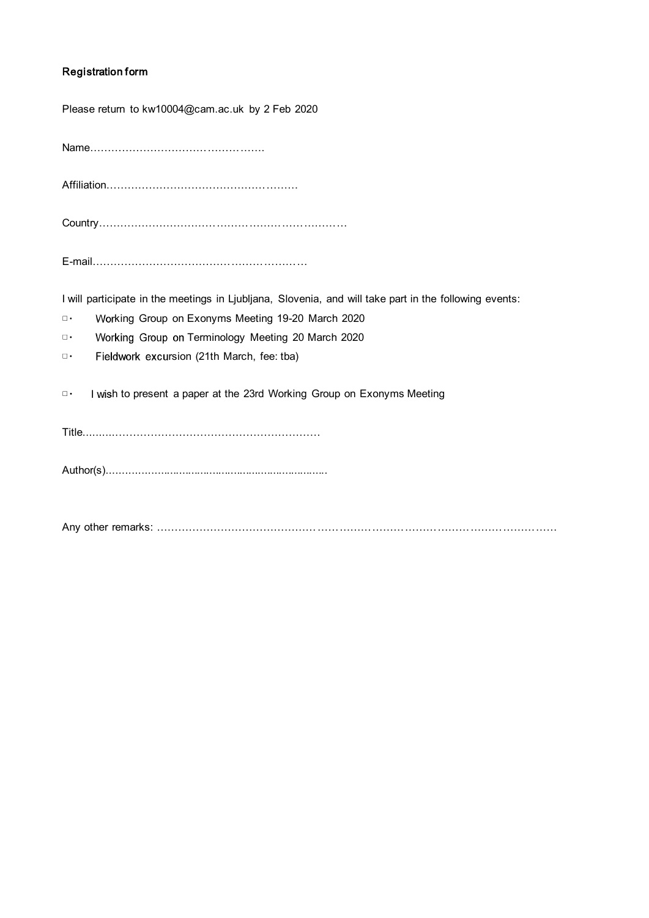**Registration form**

Please return to kw10004@cam.ac.uk by 2 Feb 2020

Name…………………………………………..

Affiliation………………………………………………

Country………………………………………………………………

E-mail……………………………………………………

I will participate in the meetings in Ljubljana, Slovenia, and will take part in the following events:

- □ Working Group on Exonyms Meeting 19-20 March 2020
- □ Working Group on Terminology Meeting 20 March 2020
- □ Fieldwork excursion (21th March, fee: tba)

- □ I wish to present a paper at the 23rd Working Group on Exonyms Meeting

Title........…………………………………………………

Author(s)…………………………………………………………

Any other remarks: ……………………………………………………………………………………………………